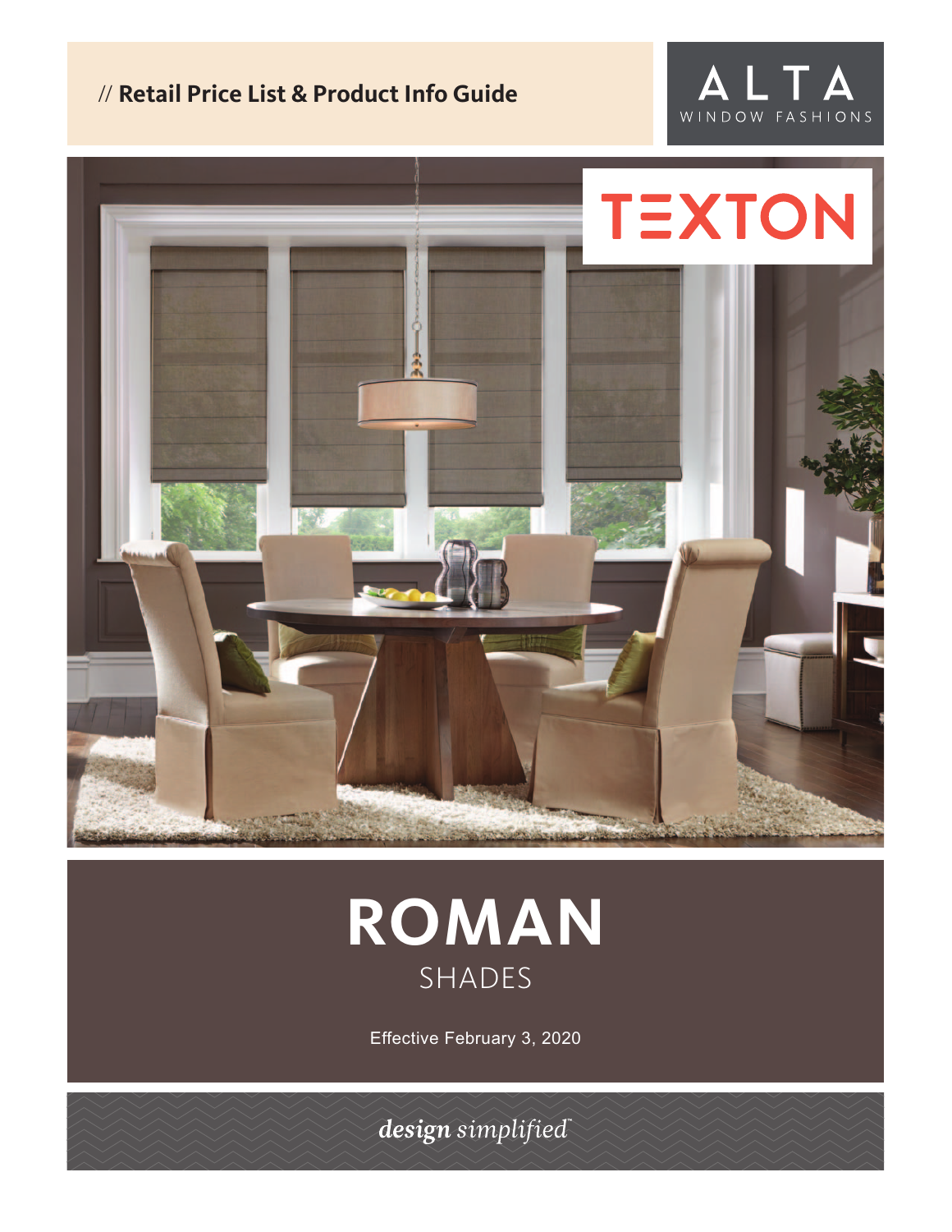// **Retail Price List & Product Info Guide**

ALTA
WINDOW FASHIONS

TEXTON

# ROMAN
## SHADES

Effective February 3, 2020

*design simplified*™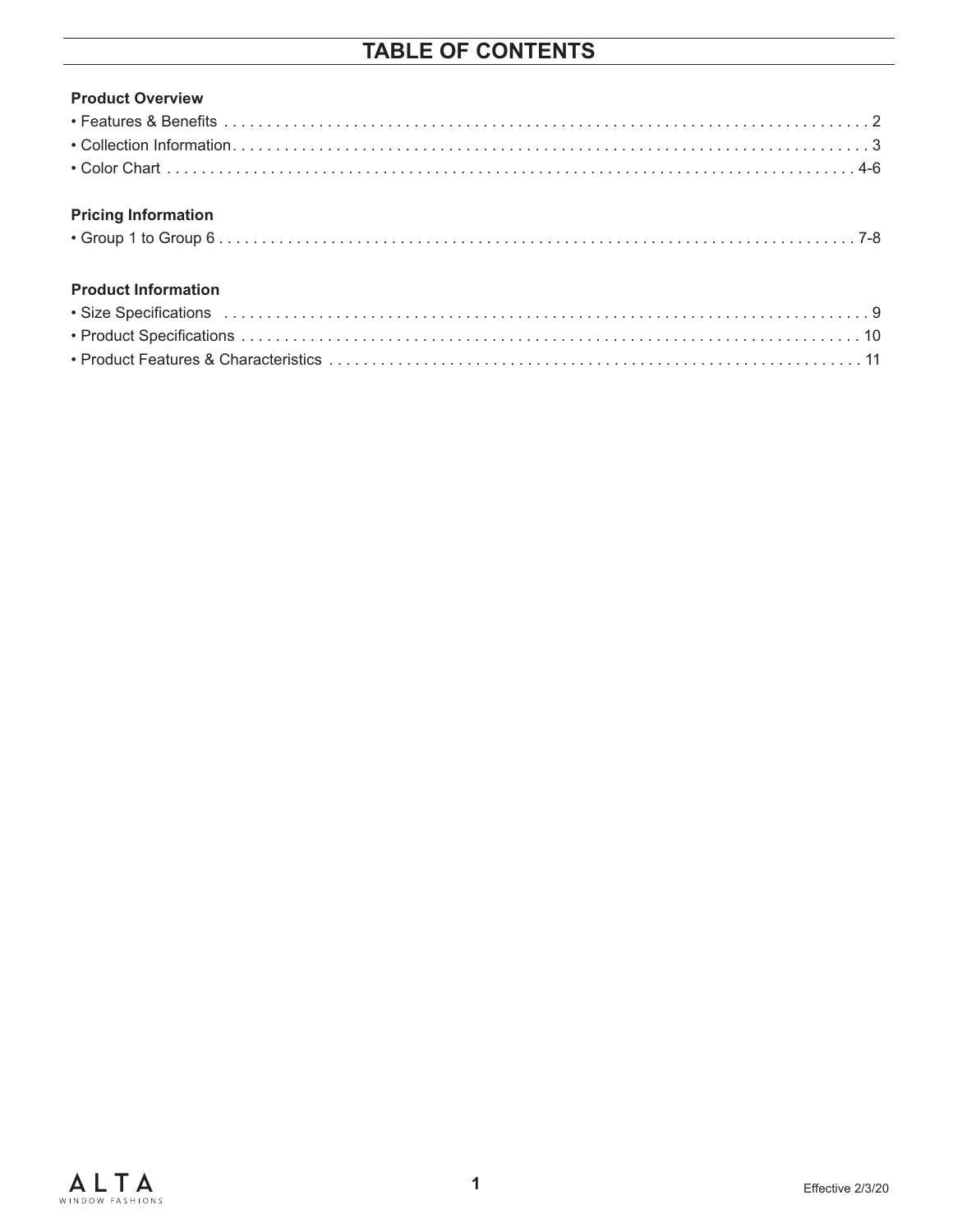# TABLE OF CONTENTS

**Product Overview**

- Features & Benefits . . . . . . . . . . . . . . . . . . . . . . . . . . . . . . . . . . . . . . . . . . . . . . . . . . . . . . . . . . . . . . . . . . . . . . . . . . . . 2
- Collection Information. . . . . . . . . . . . . . . . . . . . . . . . . . . . . . . . . . . . . . . . . . . . . . . . . . . . . . . . . . . . . . . . . . . . . . . . . . . . 3
- Color Chart . . . . . . . . . . . . . . . . . . . . . . . . . . . . . . . . . . . . . . . . . . . . . . . . . . . . . . . . . . . . . . . . . . . . . . . . . . . . . . . . . 4-6

**Pricing Information**

- Group 1 to Group 6 . . . . . . . . . . . . . . . . . . . . . . . . . . . . . . . . . . . . . . . . . . . . . . . . . . . . . . . . . . . . . . . . . . . . . . . . . . . 7-8

**Product Information**

- Size Specifications . . . . . . . . . . . . . . . . . . . . . . . . . . . . . . . . . . . . . . . . . . . . . . . . . . . . . . . . . . . . . . . . . . . . . . . . . . 9
- Product Specifications . . . . . . . . . . . . . . . . . . . . . . . . . . . . . . . . . . . . . . . . . . . . . . . . . . . . . . . . . . . . . . . . . . . . . . . . 10
- Product Features & Characteristics . . . . . . . . . . . . . . . . . . . . . . . . . . . . . . . . . . . . . . . . . . . . . . . . . . . . . . . . . . . . . . 11

ALTA WINDOW FASHIONS

Effective 2/3/20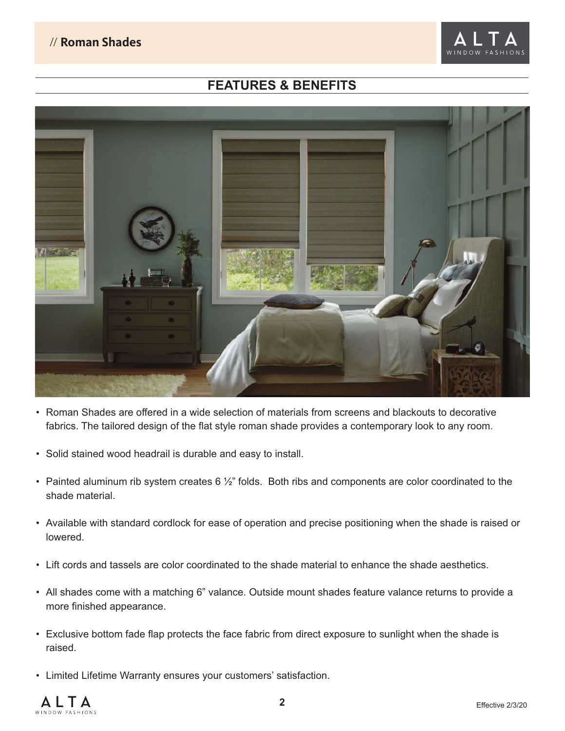## FEATURES & BENEFITS

- Roman Shades are offered in a wide selection of materials from screens and blackouts to decorative fabrics. The tailored design of the flat style roman shade provides a contemporary look to any room.
- Solid stained wood headrail is durable and easy to install.
- Painted aluminum rib system creates 6 ½" folds. Both ribs and components are color coordinated to the shade material.
- Available with standard cordlock for ease of operation and precise positioning when the shade is raised or lowered.
- Lift cords and tassels are color coordinated to the shade material to enhance the shade aesthetics.
- All shades come with a matching 6" valance. Outside mount shades feature valance returns to provide a more finished appearance.
- Exclusive bottom fade flap protects the face fabric from direct exposure to sunlight when the shade is raised.
- Limited Lifetime Warranty ensures your customers' satisfaction.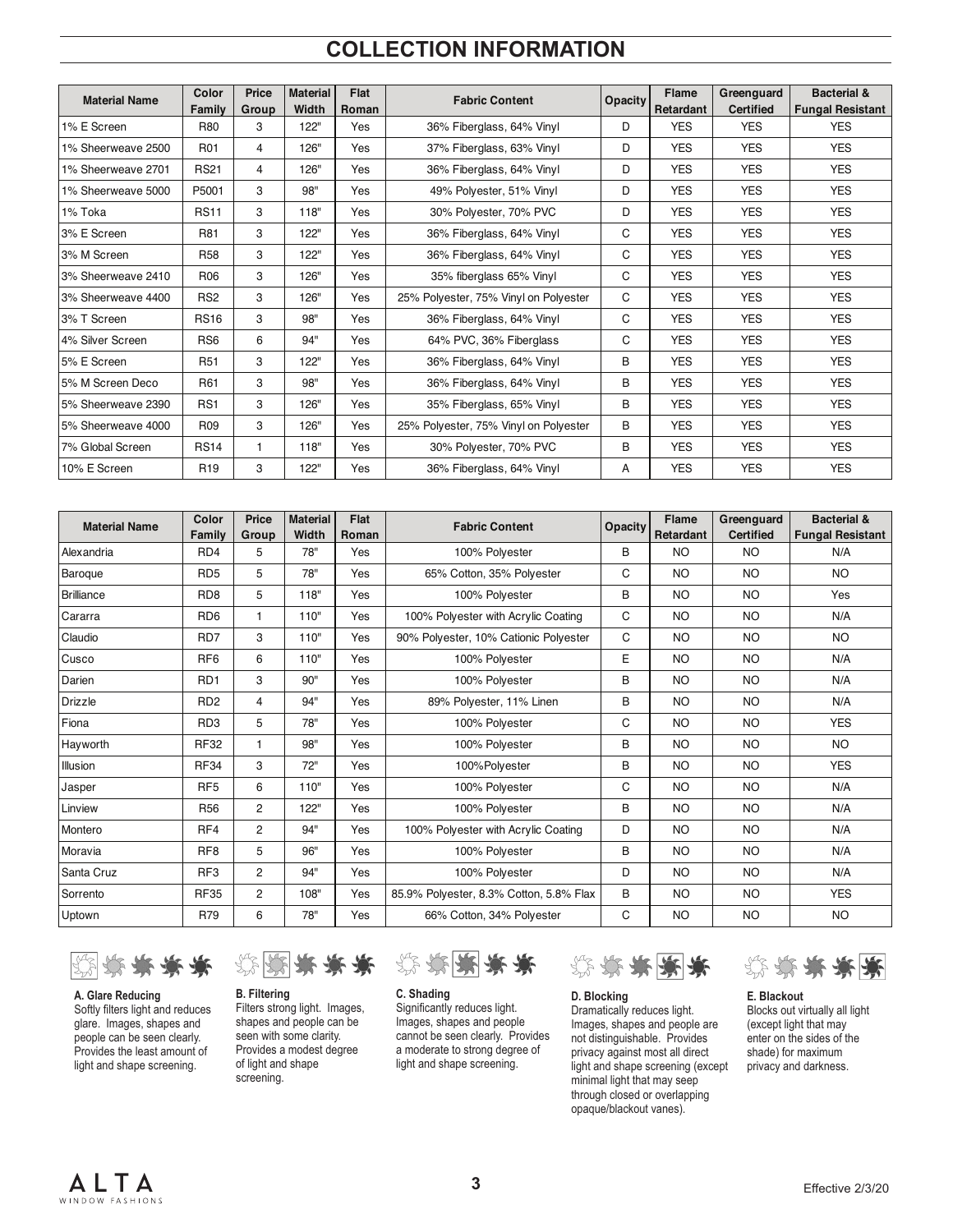# COLLECTION INFORMATION

| Material Name | Color Family | Price Group | Material Width | Flat Roman | Fabric Content | Opacity | Flame Retardant | Greenguard Certified | Bacterial & Fungal Resistant |
|---|---|---|---|---|---|---|---|---|---|
| 1% E Screen | R80 | 3 | 122" | Yes | 36% Fiberglass, 64% Vinyl | D | YES | YES | YES |
| 1% Sheerweave 2500 | R01 | 4 | 126" | Yes | 37% Fiberglass, 63% Vinyl | D | YES | YES | YES |
| 1% Sheerweave 2701 | RS21 | 4 | 126" | Yes | 36% Fiberglass, 64% Vinyl | D | YES | YES | YES |
| 1% Sheerweave 5000 | P5001 | 3 | 98" | Yes | 49% Polyester, 51% Vinyl | D | YES | YES | YES |
| 1% Toka | RS11 | 3 | 118" | Yes | 30% Polyester, 70% PVC | D | YES | YES | YES |
| 3% E Screen | R81 | 3 | 122" | Yes | 36% Fiberglass, 64% Vinyl | C | YES | YES | YES |
| 3% M Screen | R58 | 3 | 122" | Yes | 36% Fiberglass, 64% Vinyl | C | YES | YES | YES |
| 3% Sheerweave 2410 | R06 | 3 | 126" | Yes | 35% fiberglass 65% Vinyl | C | YES | YES | YES |
| 3% Sheerweave 4400 | RS2 | 3 | 126" | Yes | 25% Polyester, 75% Vinyl on Polyester | C | YES | YES | YES |
| 3% T Screen | RS16 | 3 | 98" | Yes | 36% Fiberglass, 64% Vinyl | C | YES | YES | YES |
| 4% Silver Screen | RS6 | 6 | 94" | Yes | 64% PVC, 36% Fiberglass | C | YES | YES | YES |
| 5% E Screen | R51 | 3 | 122" | Yes | 36% Fiberglass, 64% Vinyl | B | YES | YES | YES |
| 5% M Screen Deco | R61 | 3 | 98" | Yes | 36% Fiberglass, 64% Vinyl | B | YES | YES | YES |
| 5% Sheerweave 2390 | RS1 | 3 | 126" | Yes | 35% Fiberglass, 65% Vinyl | B | YES | YES | YES |
| 5% Sheerweave 4000 | R09 | 3 | 126" | Yes | 25% Polyester, 75% Vinyl on Polyester | B | YES | YES | YES |
| 7% Global Screen | RS14 | 1 | 118" | Yes | 30% Polyester, 70% PVC | B | YES | YES | YES |
| 10% E Screen | R19 | 3 | 122" | Yes | 36% Fiberglass, 64% Vinyl | A | YES | YES | YES |

| Material Name | Color Family | Price Group | Material Width | Flat Roman | Fabric Content | Opacity | Flame Retardant | Greenguard Certified | Bacterial & Fungal Resistant |
|---|---|---|---|---|---|---|---|---|---|
| Alexandria | RD4 | 5 | 78" | Yes | 100% Polyester | B | NO | NO | N/A |
| Baroque | RD5 | 5 | 78" | Yes | 65% Cotton, 35% Polyester | C | NO | NO | NO |
| Brilliance | RD8 | 5 | 118" | Yes | 100% Polyester | B | NO | NO | Yes |
| Cararra | RD6 | 1 | 110" | Yes | 100% Polyester with Acrylic Coating | C | NO | NO | N/A |
| Claudio | RD7 | 3 | 110" | Yes | 90% Polyester, 10% Cationic Polyester | C | NO | NO | NO |
| Cusco | RF6 | 6 | 110" | Yes | 100% Polyester | E | NO | NO | N/A |
| Darien | RD1 | 3 | 90" | Yes | 100% Polyester | B | NO | NO | N/A |
| Drizzle | RD2 | 4 | 94" | Yes | 89% Polyester, 11% Linen | B | NO | NO | N/A |
| Fiona | RD3 | 5 | 78" | Yes | 100% Polyester | C | NO | NO | YES |
| Hayworth | RF32 | 1 | 98" | Yes | 100% Polyester | B | NO | NO | NO |
| Illusion | RF34 | 3 | 72" | Yes | 100%Polyester | B | NO | NO | YES |
| Jasper | RF5 | 6 | 110" | Yes | 100% Polyester | C | NO | NO | N/A |
| Linview | R56 | 2 | 122" | Yes | 100% Polyester | B | NO | NO | N/A |
| Montero | RF4 | 2 | 94" | Yes | 100% Polyester with Acrylic Coating | D | NO | NO | N/A |
| Moravia | RF8 | 5 | 96" | Yes | 100% Polyester | B | NO | NO | N/A |
| Santa Cruz | RF3 | 2 | 94" | Yes | 100% Polyester | D | NO | NO | N/A |
| Sorrento | RF35 | 2 | 108" | Yes | 85.9% Polyester, 8.3% Cotton, 5.8% Flax | B | NO | NO | YES |
| Uptown | R79 | 6 | 78" | Yes | 66% Cotton, 34% Polyester | C | NO | NO | NO |

**A. Glare Reducing**
Softly filters light and reduces glare. Images, shapes and people can be seen clearly. Provides the least amount of light and shape screening.

**B. Filtering**
Filters strong light. Images, shapes and people can be seen with some clarity. Provides a modest degree of light and shape screening.

**C. Shading**
Significantly reduces light. Images, shapes and people cannot be seen clearly. Provides a moderate to strong degree of light and shape screening.

**D. Blocking**
Dramatically reduces light. Images, shapes and people are not distinguishable. Provides privacy against most all direct light and shape screening (except minimal light that may seep through closed or overlapping opaque/blackout vanes).

**E. Blackout**
Blocks out virtually all light (except light that may enter on the sides of the shade) for maximum privacy and darkness.

Effective 2/3/20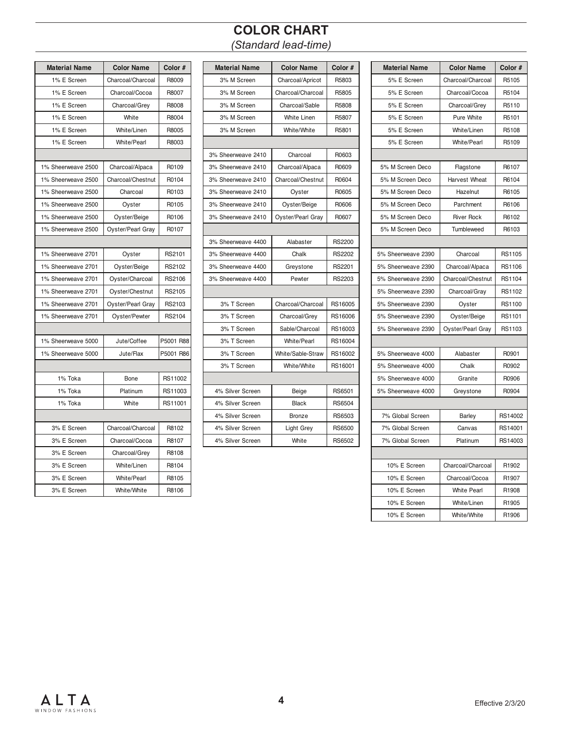# COLOR CHART

*(Standard lead-time)*

| Material Name | Color Name | Color # |
|---|---|---|
| 1% E Screen | Charcoal/Charcoal | R8009 |
| 1% E Screen | Charcoal/Cocoa | R8007 |
| 1% E Screen | Charcoal/Grey | R8008 |
| 1% E Screen | White | R8004 |
| 1% E Screen | White/Linen | R8005 |
| 1% E Screen | White/Pearl | R8003 |
| | | |
| 1% Sheerweave 2500 | Charcoal/Alpaca | R0109 |
| 1% Sheerweave 2500 | Charcoal/Chestnut | R0104 |
| 1% Sheerweave 2500 | Charcoal | R0103 |
| 1% Sheerweave 2500 | Oyster | R0105 |
| 1% Sheerweave 2500 | Oyster/Beige | R0106 |
| 1% Sheerweave 2500 | Oyster/Pearl Gray | R0107 |
| | | |
| 1% Sheerweave 2701 | Oyster | RS2101 |
| 1% Sheerweave 2701 | Oyster/Beige | RS2102 |
| 1% Sheerweave 2701 | Oyster/Charcoal | RS2106 |
| 1% Sheerweave 2701 | Oyster/Chestnut | RS2105 |
| 1% Sheerweave 2701 | Oyster/Pearl Gray | RS2103 |
| 1% Sheerweave 2701 | Oyster/Pewter | RS2104 |
| | | |
| 1% Sheerweave 5000 | Jute/Coffee | P5001 R88 |
| 1% Sheerweave 5000 | Jute/Flax | P5001 R86 |
| | | |
| 1% Toka | Bone | RS11002 |
| 1% Toka | Platinum | RS11003 |
| 1% Toka | White | RS11001 |
| | | |
| 3% E Screen | Charcoal/Charcoal | R8102 |
| 3% E Screen | Charcoal/Cocoa | R8107 |
| 3% E Screen | Charcoal/Grey | R8108 |
| 3% E Screen | White/Linen | R8104 |
| 3% E Screen | White/Pearl | R8105 |
| 3% E Screen | White/White | R8106 |

| Material Name | Color Name | Color # |
|---|---|---|
| 3% M Screen | Charcoal/Apricot | R5803 |
| 3% M Screen | Charcoal/Charcoal | R5805 |
| 3% M Screen | Charcoal/Sable | R5808 |
| 3% M Screen | White Linen | R5807 |
| 3% M Screen | White/White | R5801 |
| | | |
| 3% Sheerweave 2410 | Charcoal | R0603 |
| 3% Sheerweave 2410 | Charcoal/Alpaca | R0609 |
| 3% Sheerweave 2410 | Charcoal/Chestnut | R0604 |
| 3% Sheerweave 2410 | Oyster | R0605 |
| 3% Sheerweave 2410 | Oyster/Beige | R0606 |
| 3% Sheerweave 2410 | Oyster/Pearl Gray | R0607 |
| | | |
| 3% Sheerweave 4400 | Alabaster | RS2200 |
| 3% Sheerweave 4400 | Chalk | RS2202 |
| 3% Sheerweave 4400 | Greystone | RS2201 |
| 3% Sheerweave 4400 | Pewter | RS2203 |
| | | |
| 3% T Screen | Charcoal/Charcoal | RS16005 |
| 3% T Screen | Charcoal/Grey | RS16006 |
| 3% T Screen | Sable/Charcoal | RS16003 |
| 3% T Screen | White/Pearl | RS16004 |
| 3% T Screen | White/Sable-Straw | RS16002 |
| 3% T Screen | White/White | RS16001 |
| | | |
| 4% Silver Screen | Beige | RS6501 |
| 4% Silver Screen | Black | RS6504 |
| 4% Silver Screen | Bronze | RS6503 |
| 4% Silver Screen | Light Grey | RS6500 |
| 4% Silver Screen | White | RS6502 |

| Material Name | Color Name | Color # |
|---|---|---|
| 5% E Screen | Charcoal/Charcoal | R5105 |
| 5% E Screen | Charcoal/Cocoa | R5104 |
| 5% E Screen | Charcoal/Grey | R5110 |
| 5% E Screen | Pure White | R5101 |
| 5% E Screen | White/Linen | R5108 |
| 5% E Screen | White/Pearl | R5109 |
| | | |
| 5% M Screen Deco | Flagstone | R6107 |
| 5% M Screen Deco | Harvest Wheat | R6104 |
| 5% M Screen Deco | Hazelnut | R6105 |
| 5% M Screen Deco | Parchment | R6106 |
| 5% M Screen Deco | River Rock | R6102 |
| 5% M Screen Deco | Tumbleweed | R6103 |
| | | |
| 5% Sheerweave 2390 | Charcoal | RS1105 |
| 5% Sheerweave 2390 | Charcoal/Alpaca | RS1106 |
| 5% Sheerweave 2390 | Charcoal/Chestnut | RS1104 |
| 5% Sheerweave 2390 | Charcoal/Gray | RS1102 |
| 5% Sheerweave 2390 | Oyster | RS1100 |
| 5% Sheerweave 2390 | Oyster/Beige | RS1101 |
| 5% Sheerweave 2390 | Oyster/Pearl Gray | RS1103 |
| | | |
| 5% Sheerweave 4000 | Alabaster | R0901 |
| 5% Sheerweave 4000 | Chalk | R0902 |
| 5% Sheerweave 4000 | Granite | R0906 |
| 5% Sheerweave 4000 | Greystone | R0904 |
| | | |
| 7% Global Screen | Barley | RS14002 |
| 7% Global Screen | Canvas | RS14001 |
| 7% Global Screen | Platinum | RS14003 |
| | | |
| 10% E Screen | Charcoal/Charcoal | R1902 |
| 10% E Screen | Charcoal/Cocoa | R1907 |
| 10% E Screen | White Pearl | R1908 |
| 10% E Screen | White/Linen | R1905 |
| 10% E Screen | White/White | R1906 |

ALTA WINDOW FASHIONS

Effective 2/3/20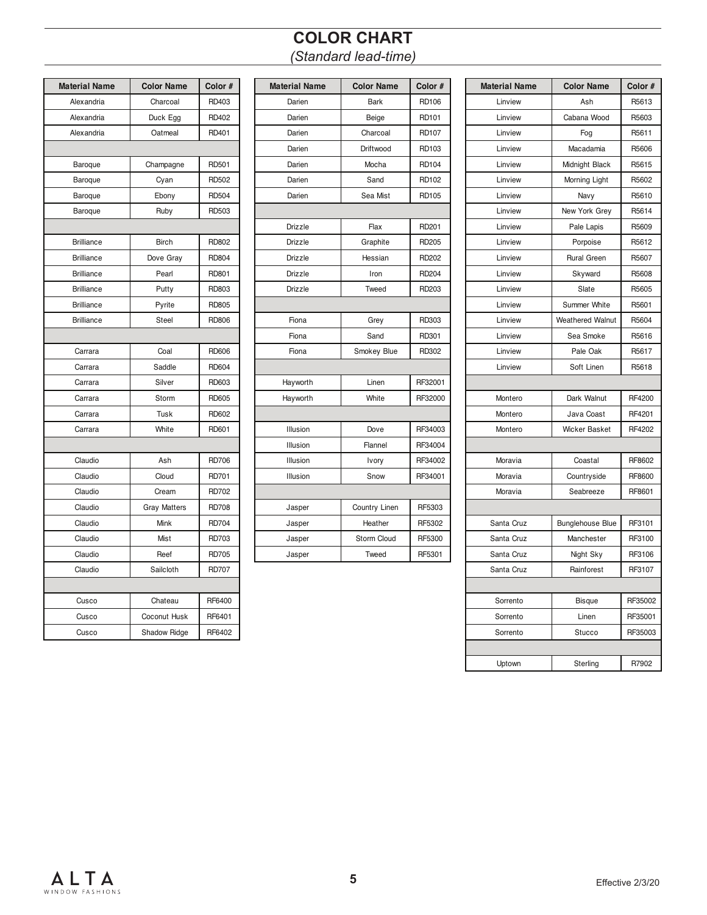# COLOR CHART

*(Standard lead-time)*

| Material Name | Color Name | Color # |
|---|---|---|
| Alexandria | Charcoal | RD403 |
| Alexandria | Duck Egg | RD402 |
| Alexandria | Oatmeal | RD401 |
| | | |
| Baroque | Champagne | RD501 |
| Baroque | Cyan | RD502 |
| Baroque | Ebony | RD504 |
| Baroque | Ruby | RD503 |
| | | |
| Brilliance | Birch | RD802 |
| Brilliance | Dove Gray | RD804 |
| Brilliance | Pearl | RD801 |
| Brilliance | Putty | RD803 |
| Brilliance | Pyrite | RD805 |
| Brilliance | Steel | RD806 |
| | | |
| Carrara | Coal | RD606 |
| Carrara | Saddle | RD604 |
| Carrara | Silver | RD603 |
| Carrara | Storm | RD605 |
| Carrara | Tusk | RD602 |
| Carrara | White | RD601 |
| | | |
| Claudio | Ash | RD706 |
| Claudio | Cloud | RD701 |
| Claudio | Cream | RD702 |
| Claudio | Gray Matters | RD708 |
| Claudio | Mink | RD704 |
| Claudio | Mist | RD703 |
| Claudio | Reef | RD705 |
| Claudio | Sailcloth | RD707 |
| | | |
| Cusco | Chateau | RF6400 |
| Cusco | Coconut Husk | RF6401 |
| Cusco | Shadow Ridge | RF6402 |

| Material Name | Color Name | Color # |
|---|---|---|
| Darien | Bark | RD106 |
| Darien | Beige | RD101 |
| Darien | Charcoal | RD107 |
| Darien | Driftwood | RD103 |
| Darien | Mocha | RD104 |
| Darien | Sand | RD102 |
| Darien | Sea Mist | RD105 |
| | | |
| Drizzle | Flax | RD201 |
| Drizzle | Graphite | RD205 |
| Drizzle | Hessian | RD202 |
| Drizzle | Iron | RD204 |
| Drizzle | Tweed | RD203 |
| | | |
| Fiona | Grey | RD303 |
| Fiona | Sand | RD301 |
| Fiona | Smokey Blue | RD302 |
| | | |
| Hayworth | Linen | RF32001 |
| Hayworth | White | RF32000 |
| | | |
| Illusion | Dove | RF34003 |
| Illusion | Flannel | RF34004 |
| Illusion | Ivory | RF34002 |
| Illusion | Snow | RF34001 |
| | | |
| Jasper | Country Linen | RF5303 |
| Jasper | Heather | RF5302 |
| Jasper | Storm Cloud | RF5300 |
| Jasper | Tweed | RF5301 |

| Material Name | Color Name | Color # |
|---|---|---|
| Linview | Ash | R5613 |
| Linview | Cabana Wood | R5603 |
| Linview | Fog | R5611 |
| Linview | Macadamia | R5606 |
| Linview | Midnight Black | R5615 |
| Linview | Morning Light | R5602 |
| Linview | Navy | R5610 |
| Linview | New York Grey | R5614 |
| Linview | Pale Lapis | R5609 |
| Linview | Porpoise | R5612 |
| Linview | Rural Green | R5607 |
| Linview | Skyward | R5608 |
| Linview | Slate | R5605 |
| Linview | Summer White | R5601 |
| Linview | Weathered Walnut | R5604 |
| Linview | Sea Smoke | R5616 |
| Linview | Pale Oak | R5617 |
| Linview | Soft Linen | R5618 |
| | | |
| Montero | Dark Walnut | RF4200 |
| Montero | Java Coast | RF4201 |
| Montero | Wicker Basket | RF4202 |
| | | |
| Moravia | Coastal | RF8602 |
| Moravia | Countryside | RF8600 |
| Moravia | Seabreeze | RF8601 |
| | | |
| Santa Cruz | Bunglehouse Blue | RF3101 |
| Santa Cruz | Manchester | RF3100 |
| Santa Cruz | Night Sky | RF3106 |
| Santa Cruz | Rainforest | RF3107 |
| | | |
| Sorrento | Bisque | RF35002 |
| Sorrento | Linen | RF35001 |
| Sorrento | Stucco | RF35003 |
| | | |
| Uptown | Sterling | R7902 |

ALTA WINDOW FASHIONS

Effective 2/3/20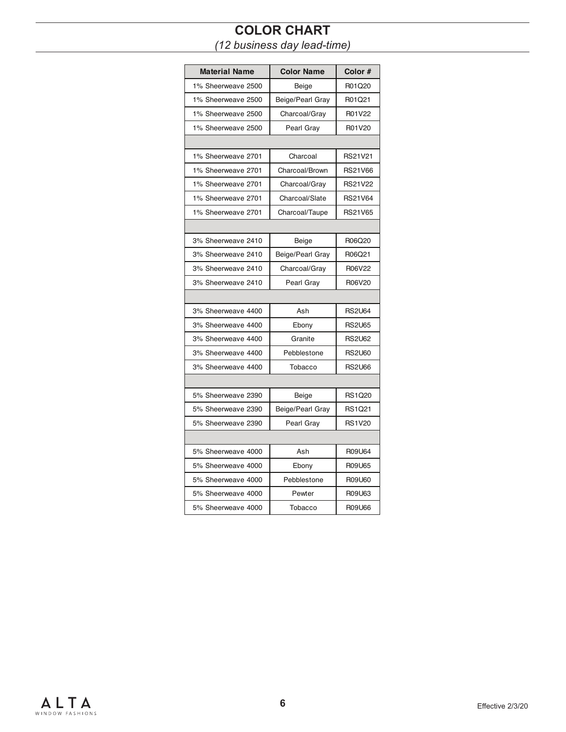# COLOR CHART

*(12 business day lead-time)*

| Material Name | Color Name | Color # |
|---|---|---|
| 1% Sheerweave 2500 | Beige | R01Q20 |
| 1% Sheerweave 2500 | Beige/Pearl Gray | R01Q21 |
| 1% Sheerweave 2500 | Charcoal/Gray | R01V22 |
| 1% Sheerweave 2500 | Pearl Gray | R01V20 |
| | | |
| 1% Sheerweave 2701 | Charcoal | RS21V21 |
| 1% Sheerweave 2701 | Charcoal/Brown | RS21V66 |
| 1% Sheerweave 2701 | Charcoal/Gray | RS21V22 |
| 1% Sheerweave 2701 | Charcoal/Slate | RS21V64 |
| 1% Sheerweave 2701 | Charcoal/Taupe | RS21V65 |
| | | |
| 3% Sheerweave 2410 | Beige | R06Q20 |
| 3% Sheerweave 2410 | Beige/Pearl Gray | R06Q21 |
| 3% Sheerweave 2410 | Charcoal/Gray | R06V22 |
| 3% Sheerweave 2410 | Pearl Gray | R06V20 |
| | | |
| 3% Sheerweave 4400 | Ash | RS2U64 |
| 3% Sheerweave 4400 | Ebony | RS2U65 |
| 3% Sheerweave 4400 | Granite | RS2U62 |
| 3% Sheerweave 4400 | Pebblestone | RS2U60 |
| 3% Sheerweave 4400 | Tobacco | RS2U66 |
| | | |
| 5% Sheerweave 2390 | Beige | RS1Q20 |
| 5% Sheerweave 2390 | Beige/Pearl Gray | RS1Q21 |
| 5% Sheerweave 2390 | Pearl Gray | RS1V20 |
| | | |
| 5% Sheerweave 4000 | Ash | R09U64 |
| 5% Sheerweave 4000 | Ebony | R09U65 |
| 5% Sheerweave 4000 | Pebblestone | R09U60 |
| 5% Sheerweave 4000 | Pewter | R09U63 |
| 5% Sheerweave 4000 | Tobacco | R09U66 |

ALTA WINDOW FASHIONS

Effective 2/3/20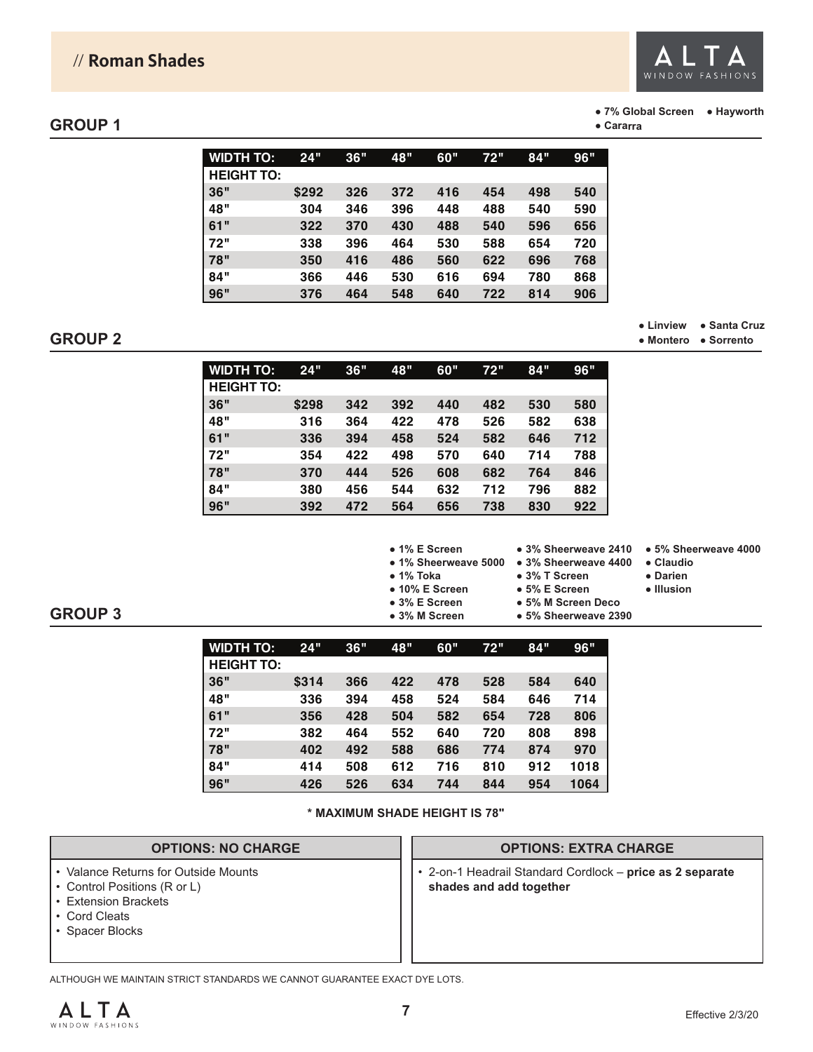# // Roman Shades

## GROUP 1

- 7% Global Screen
- Hayworth
- Cararra

| WIDTH TO: | 24" | 36" | 48" | 60" | 72" | 84" | 96" |
|---|---|---|---|---|---|---|---|
| HEIGHT TO: | | | | | | | |
| 36" | $292 | 326 | 372 | 416 | 454 | 498 | 540 |
| 48" | 304 | 346 | 396 | 448 | 488 | 540 | 590 |
| 61" | 322 | 370 | 430 | 488 | 540 | 596 | 656 |
| 72" | 338 | 396 | 464 | 530 | 588 | 654 | 720 |
| 78" | 350 | 416 | 486 | 560 | 622 | 696 | 768 |
| 84" | 366 | 446 | 530 | 616 | 694 | 780 | 868 |
| 96" | 376 | 464 | 548 | 640 | 722 | 814 | 906 |

## GROUP 2

- Linview
- Santa Cruz
- Montero
- Sorrento

| WIDTH TO: | 24" | 36" | 48" | 60" | 72" | 84" | 96" |
|---|---|---|---|---|---|---|---|
| HEIGHT TO: | | | | | | | |
| 36" | $298 | 342 | 392 | 440 | 482 | 530 | 580 |
| 48" | 316 | 364 | 422 | 478 | 526 | 582 | 638 |
| 61" | 336 | 394 | 458 | 524 | 582 | 646 | 712 |
| 72" | 354 | 422 | 498 | 570 | 640 | 714 | 788 |
| 78" | 370 | 444 | 526 | 608 | 682 | 764 | 846 |
| 84" | 380 | 456 | 544 | 632 | 712 | 796 | 882 |
| 96" | 392 | 472 | 564 | 656 | 738 | 830 | 922 |

## GROUP 3

- 1% E Screen
- 1% Sheerweave 5000
- 1% Toka
- 10% E Screen
- 3% E Screen
- 3% M Screen
- 3% Sheerweave 2410
- 3% Sheerweave 4400
- 3% T Screen
- 5% E Screen
- 5% M Screen Deco
- 5% Sheerweave 2390
- 5% Sheerweave 4000
- Claudio
- Darien
- Illusion

| WIDTH TO: | 24" | 36" | 48" | 60" | 72" | 84" | 96" |
|---|---|---|---|---|---|---|---|
| HEIGHT TO: | | | | | | | |
| 36" | $314 | 366 | 422 | 478 | 528 | 584 | 640 |
| 48" | 336 | 394 | 458 | 524 | 584 | 646 | 714 |
| 61" | 356 | 428 | 504 | 582 | 654 | 728 | 806 |
| 72" | 382 | 464 | 552 | 640 | 720 | 808 | 898 |
| 78" | 402 | 492 | 588 | 686 | 774 | 874 | 970 |
| 84" | 414 | 508 | 612 | 716 | 810 | 912 | 1018 |
| 96" | 426 | 526 | 634 | 744 | 844 | 954 | 1064 |

**\* MAXIMUM SHADE HEIGHT IS 78"**

| OPTIONS: NO CHARGE | OPTIONS: EXTRA CHARGE |
|---|---|
| • Valance Returns for Outside Mounts<br>• Control Positions (R or L)<br>• Extension Brackets<br>• Cord Cleats<br>• Spacer Blocks | • 2-on-1 Headrail Standard Cordlock – **price as 2 separate shades and add together** |

ALTHOUGH WE MAINTAIN STRICT STANDARDS WE CANNOT GUARANTEE EXACT DYE LOTS.

Effective 2/3/20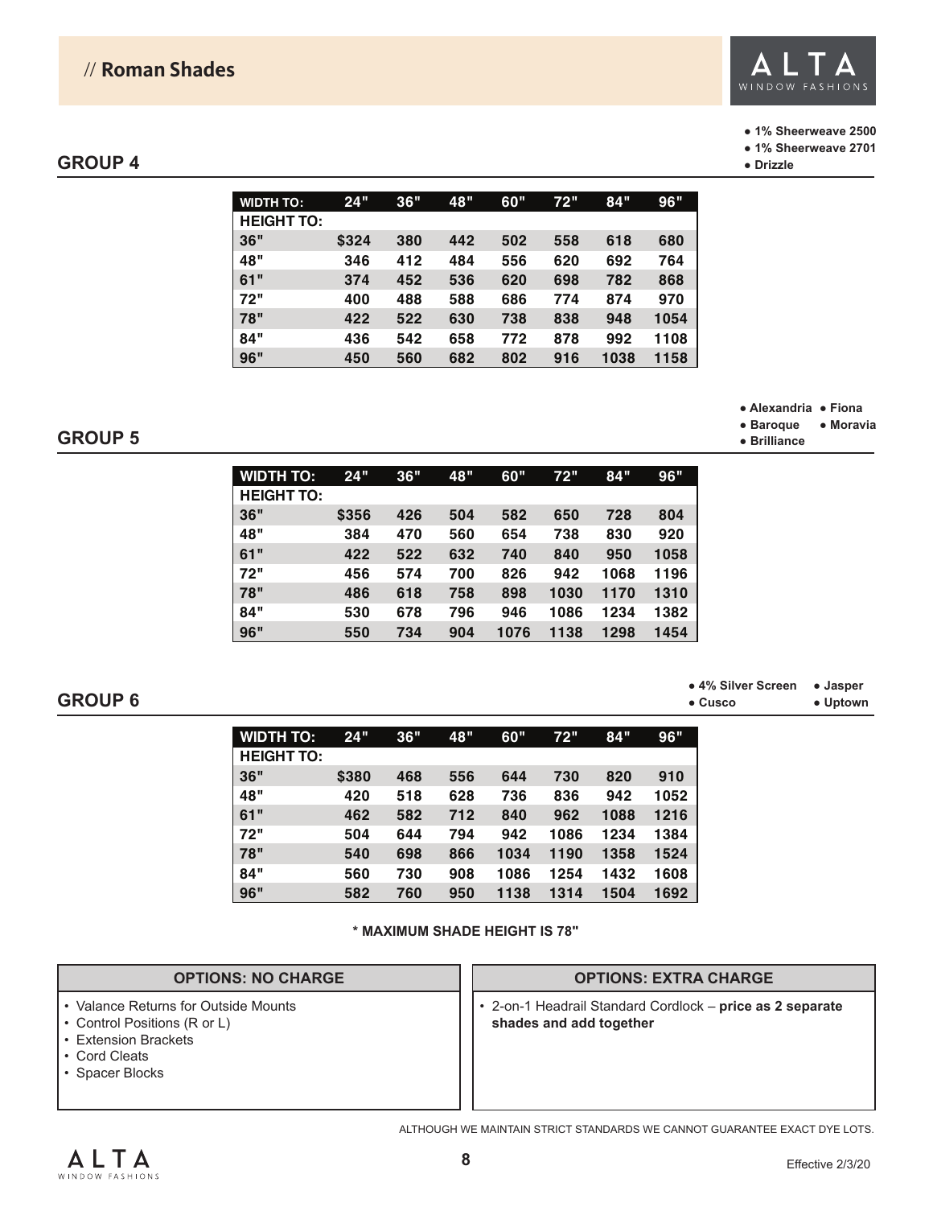// **Roman Shades**

## GROUP 4

- 1% Sheerweave 2500
- 1% Sheerweave 2701
- Drizzle

| WIDTH TO: | 24" | 36" | 48" | 60" | 72" | 84" | 96" |
|---|---|---|---|---|---|---|---|
| HEIGHT TO: | | | | | | | |
| 36" | $324 | 380 | 442 | 502 | 558 | 618 | 680 |
| 48" | 346 | 412 | 484 | 556 | 620 | 692 | 764 |
| 61" | 374 | 452 | 536 | 620 | 698 | 782 | 868 |
| 72" | 400 | 488 | 588 | 686 | 774 | 874 | 970 |
| 78" | 422 | 522 | 630 | 738 | 838 | 948 | 1054 |
| 84" | 436 | 542 | 658 | 772 | 878 | 992 | 1108 |
| 96" | 450 | 560 | 682 | 802 | 916 | 1038 | 1158 |

## GROUP 5

- Alexandria
- Fiona
- Baroque
- Moravia
- Brilliance

| WIDTH TO: | 24" | 36" | 48" | 60" | 72" | 84" | 96" |
|---|---|---|---|---|---|---|---|
| HEIGHT TO: | | | | | | | |
| 36" | $356 | 426 | 504 | 582 | 650 | 728 | 804 |
| 48" | 384 | 470 | 560 | 654 | 738 | 830 | 920 |
| 61" | 422 | 522 | 632 | 740 | 840 | 950 | 1058 |
| 72" | 456 | 574 | 700 | 826 | 942 | 1068 | 1196 |
| 78" | 486 | 618 | 758 | 898 | 1030 | 1170 | 1310 |
| 84" | 530 | 678 | 796 | 946 | 1086 | 1234 | 1382 |
| 96" | 550 | 734 | 904 | 1076 | 1138 | 1298 | 1454 |

## GROUP 6

- 4% Silver Screen
- Jasper
- Cusco
- Uptown

| WIDTH TO: | 24" | 36" | 48" | 60" | 72" | 84" | 96" |
|---|---|---|---|---|---|---|---|
| HEIGHT TO: | | | | | | | |
| 36" | $380 | 468 | 556 | 644 | 730 | 820 | 910 |
| 48" | 420 | 518 | 628 | 736 | 836 | 942 | 1052 |
| 61" | 462 | 582 | 712 | 840 | 962 | 1088 | 1216 |
| 72" | 504 | 644 | 794 | 942 | 1086 | 1234 | 1384 |
| 78" | 540 | 698 | 866 | 1034 | 1190 | 1358 | 1524 |
| 84" | 560 | 730 | 908 | 1086 | 1254 | 1432 | 1608 |
| 96" | 582 | 760 | 950 | 1138 | 1314 | 1504 | 1692 |

**\* MAXIMUM SHADE HEIGHT IS 78"**

| OPTIONS: NO CHARGE | OPTIONS: EXTRA CHARGE |
|---|---|
| • Valance Returns for Outside Mounts<br>• Control Positions (R or L)<br>• Extension Brackets<br>• Cord Cleats<br>• Spacer Blocks | • 2-on-1 Headrail Standard Cordlock – **price as 2 separate shades and add together** |

ALTHOUGH WE MAINTAIN STRICT STANDARDS WE CANNOT GUARANTEE EXACT DYE LOTS.

Effective 2/3/20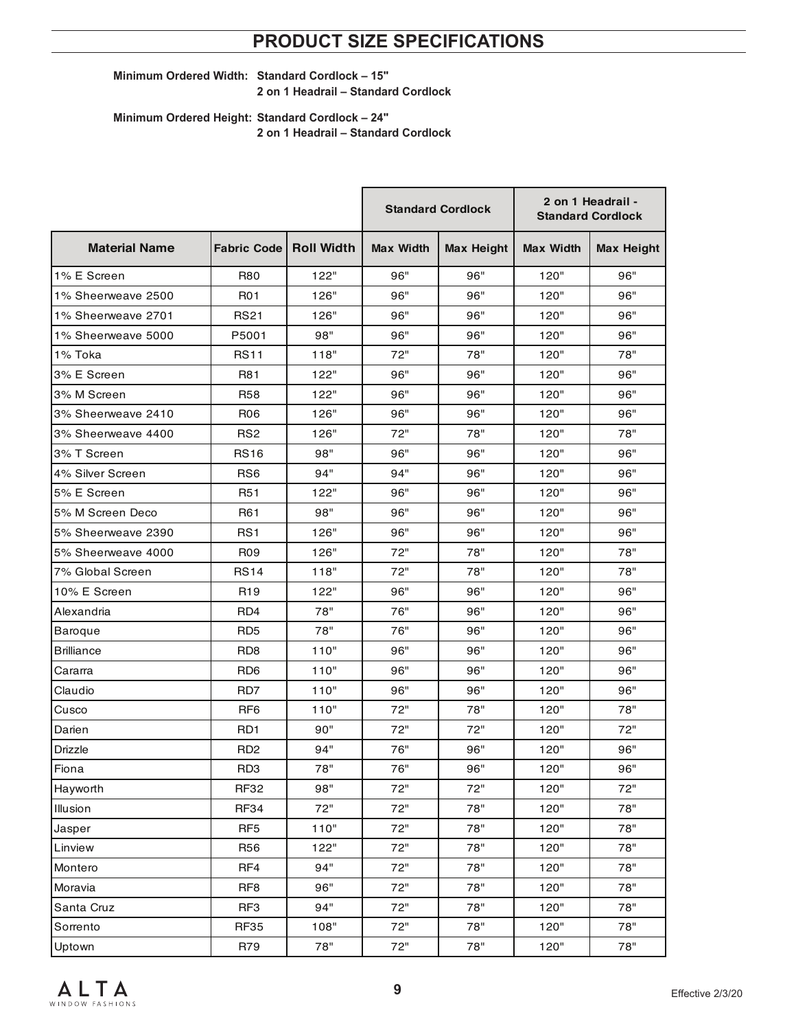# PRODUCT SIZE SPECIFICATIONS

**Minimum Ordered Width: Standard Cordlock – 15"**
**2 on 1 Headrail – Standard Cordlock**

**Minimum Ordered Height: Standard Cordlock – 24"**
**2 on 1 Headrail – Standard Cordlock**

| | | | Standard Cordlock | | 2 on 1 Headrail - Standard Cordlock | |
|---|---|---|---|---|---|---|
| **Material Name** | **Fabric Code** | **Roll Width** | **Max Width** | **Max Height** | **Max Width** | **Max Height** |
| 1% E Screen | R80 | 122" | 96" | 96" | 120" | 96" |
| 1% Sheerweave 2500 | R01 | 126" | 96" | 96" | 120" | 96" |
| 1% Sheerweave 2701 | RS21 | 126" | 96" | 96" | 120" | 96" |
| 1% Sheerweave 5000 | P5001 | 98" | 96" | 96" | 120" | 96" |
| 1% Toka | RS11 | 118" | 72" | 78" | 120" | 78" |
| 3% E Screen | R81 | 122" | 96" | 96" | 120" | 96" |
| 3% M Screen | R58 | 122" | 96" | 96" | 120" | 96" |
| 3% Sheerweave 2410 | R06 | 126" | 96" | 96" | 120" | 96" |
| 3% Sheerweave 4400 | RS2 | 126" | 72" | 78" | 120" | 78" |
| 3% T Screen | RS16 | 98" | 96" | 96" | 120" | 96" |
| 4% Silver Screen | RS6 | 94" | 94" | 96" | 120" | 96" |
| 5% E Screen | R51 | 122" | 96" | 96" | 120" | 96" |
| 5% M Screen Deco | R61 | 98" | 96" | 96" | 120" | 96" |
| 5% Sheerweave 2390 | RS1 | 126" | 96" | 96" | 120" | 96" |
| 5% Sheerweave 4000 | R09 | 126" | 72" | 78" | 120" | 78" |
| 7% Global Screen | RS14 | 118" | 72" | 78" | 120" | 78" |
| 10% E Screen | R19 | 122" | 96" | 96" | 120" | 96" |
| Alexandria | RD4 | 78" | 76" | 96" | 120" | 96" |
| Baroque | RD5 | 78" | 76" | 96" | 120" | 96" |
| Brilliance | RD8 | 110" | 96" | 96" | 120" | 96" |
| Cararra | RD6 | 110" | 96" | 96" | 120" | 96" |
| Claudio | RD7 | 110" | 96" | 96" | 120" | 96" |
| Cusco | RF6 | 110" | 72" | 78" | 120" | 78" |
| Darien | RD1 | 90" | 72" | 72" | 120" | 72" |
| Drizzle | RD2 | 94" | 76" | 96" | 120" | 96" |
| Fiona | RD3 | 78" | 76" | 96" | 120" | 96" |
| Hayworth | RF32 | 98" | 72" | 72" | 120" | 72" |
| Illusion | RF34 | 72" | 72" | 78" | 120" | 78" |
| Jasper | RF5 | 110" | 72" | 78" | 120" | 78" |
| Linview | R56 | 122" | 72" | 78" | 120" | 78" |
| Montero | RF4 | 94" | 72" | 78" | 120" | 78" |
| Moravia | RF8 | 96" | 72" | 78" | 120" | 78" |
| Santa Cruz | RF3 | 94" | 72" | 78" | 120" | 78" |
| Sorrento | RF35 | 108" | 72" | 78" | 120" | 78" |
| Uptown | R79 | 78" | 72" | 78" | 120" | 78" |

ALTA WINDOW FASHIONS

Effective 2/3/20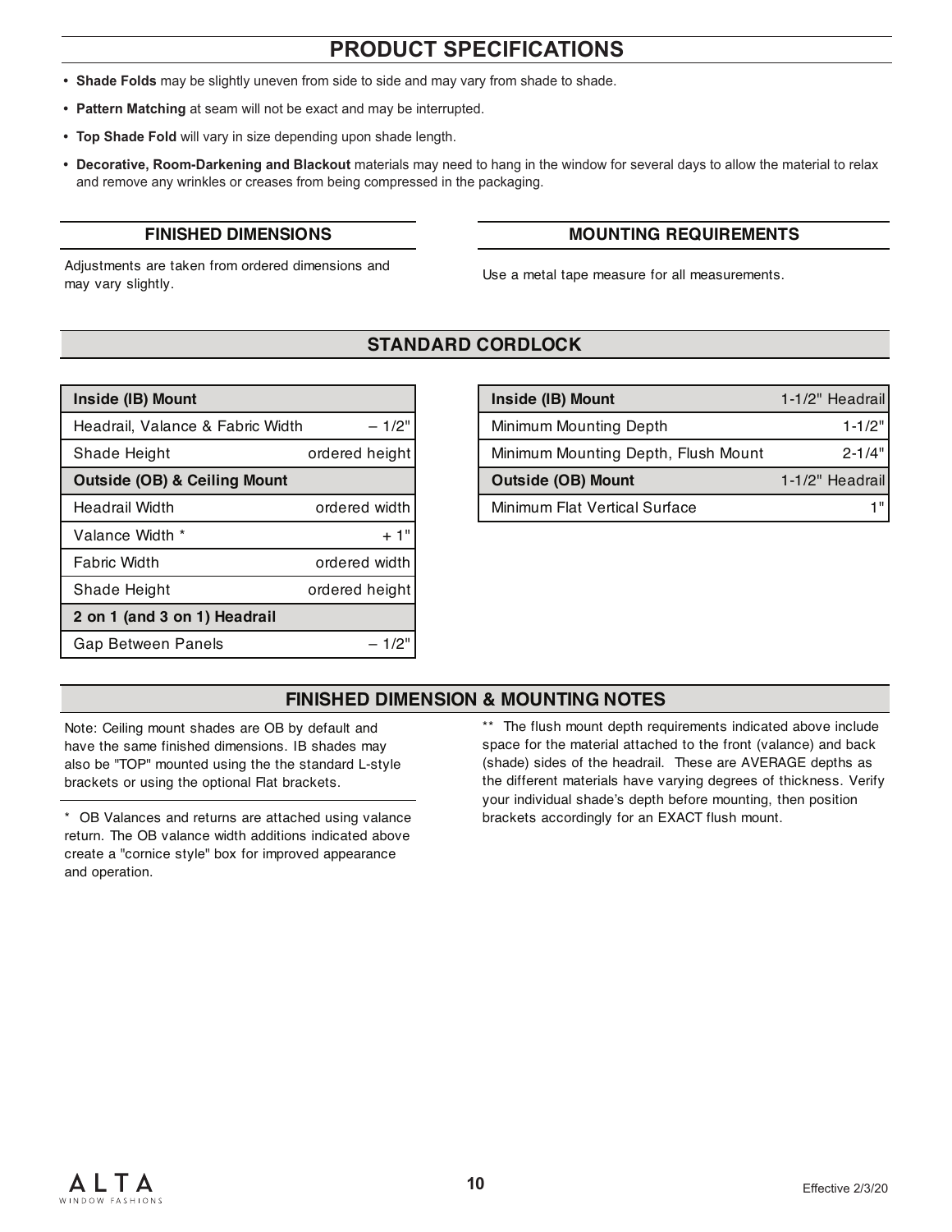# PRODUCT SPECIFICATIONS

- **Shade Folds** may be slightly uneven from side to side and may vary from shade to shade.
- **Pattern Matching** at seam will not be exact and may be interrupted.
- **Top Shade Fold** will vary in size depending upon shade length.
- **Decorative, Room-Darkening and Blackout** materials may need to hang in the window for several days to allow the material to relax and remove any wrinkles or creases from being compressed in the packaging.

## FINISHED DIMENSIONS

Adjustments are taken from ordered dimensions and may vary slightly.

## MOUNTING REQUIREMENTS

Use a metal tape measure for all measurements.

## STANDARD CORDLOCK

| **Inside (IB) Mount** | |
|---|---|
| Headrail, Valance & Fabric Width | – 1/2" |
| Shade Height | ordered height |
| **Outside (OB) & Ceiling Mount** | |
| Headrail Width | ordered width |
| Valance Width * | + 1" |
| Fabric Width | ordered width |
| Shade Height | ordered height |
| **2 on 1 (and 3 on 1) Headrail** | |
| Gap Between Panels | – 1/2" |

| **Inside (IB) Mount** | 1-1/2" Headrail |
|---|---|
| Minimum Mounting Depth | 1-1/2" |
| Minimum Mounting Depth, Flush Mount | 2-1/4" |
| **Outside (OB) Mount** | 1-1/2" Headrail |
| Minimum Flat Vertical Surface | 1" |

## FINISHED DIMENSION & MOUNTING NOTES

Note: Ceiling mount shades are OB by default and have the same finished dimensions. IB shades may also be "TOP" mounted using the the standard L-style brackets or using the optional Flat brackets.

* OB Valances and returns are attached using valance return. The OB valance width additions indicated above create a "cornice style" box for improved appearance and operation.

** The flush mount depth requirements indicated above include space for the material attached to the front (valance) and back (shade) sides of the headrail. These are AVERAGE depths as the different materials have varying degrees of thickness. Verify your individual shade's depth before mounting, then position brackets accordingly for an EXACT flush mount.

Effective 2/3/20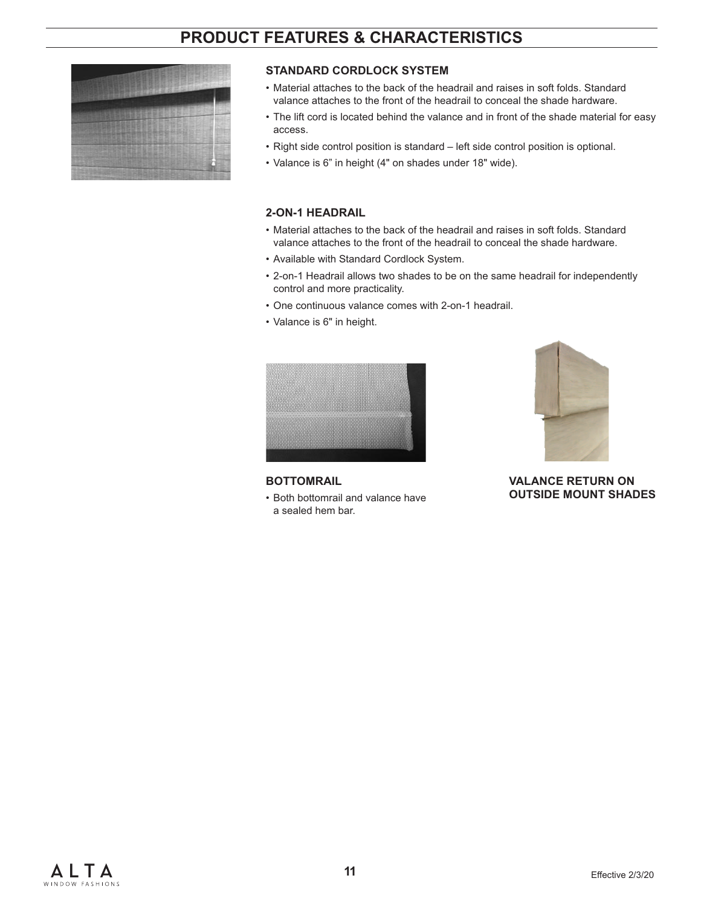# PRODUCT FEATURES & CHARACTERISTICS

### STANDARD CORDLOCK SYSTEM

- Material attaches to the back of the headrail and raises in soft folds. Standard valance attaches to the front of the headrail to conceal the shade hardware.
- The lift cord is located behind the valance and in front of the shade material for easy access.
- Right side control position is standard – left side control position is optional.
- Valance is 6" in height (4" on shades under 18" wide).

### 2-ON-1 HEADRAIL

- Material attaches to the back of the headrail and raises in soft folds. Standard valance attaches to the front of the headrail to conceal the shade hardware.
- Available with Standard Cordlock System.
- 2-on-1 Headrail allows two shades to be on the same headrail for independently control and more practicality.
- One continuous valance comes with 2-on-1 headrail.
- Valance is 6" in height.

### BOTTOMRAIL

- Both bottomrail and valance have a sealed hem bar.

### VALANCE RETURN ON OUTSIDE MOUNT SHADES

Effective 2/3/20